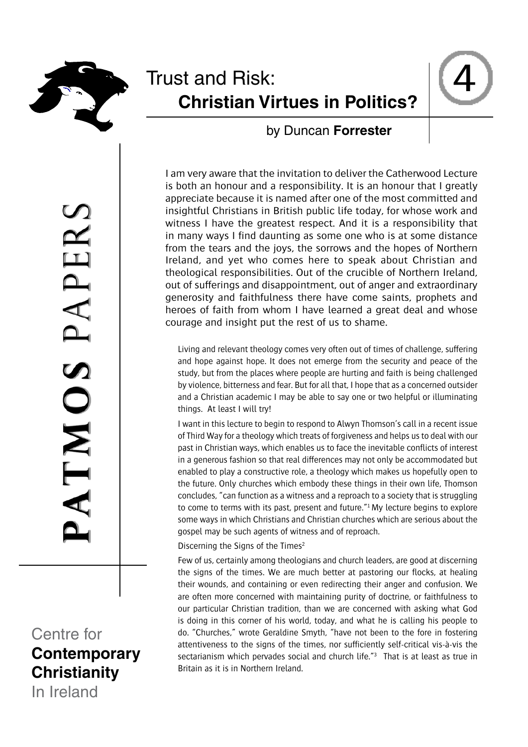# Trust and Risk: Christian Virtues in Politics?

by Duncan **Forrester**

PATMOS PAPERS

Centre for **Contemporary Christianity** In Ireland

I am very aware that the invitation to deliver the Catherwood Lecture is both an honour and a responsibility. It is an honour that I greatly appreciate because it is named after one of the most committed and insightful Christians in British public life today, for whose work and witness I have the greatest respect. And it is a responsibility that in many ways I find daunting as some one who is at some distance from the tears and the joys, the sorrows and the hopes of Northern Ireland, and yet who comes here to speak about Christian and theological responsibilities. Out of the crucible of Northern Ireland, out of sufferings and disappointment, out of anger and extraordinary generosity and faithfulness there have come saints, prophets and heroes of faith from whom I have learned a great deal and whose courage and insight put the rest of us to shame.

Living and relevant theology comes very often out of times of challenge, suffering and hope against hope. It does not emerge from the security and peace of the study, but from the places where people are hurting and faith is being challenged by violence, bitterness and fear. But for all that, I hope that as a concerned outsider and a Christian academic I may be able to say one or two helpful or illuminating things. At least I will try!

I want in this lecture to begin to respond to Alwyn Thomson's call in a recent issue of Third Way for a theology which treats of forgiveness and helps us to deal with our past in Christian ways, which enables us to face the inevitable conflicts of interest in a generous fashion so that real differences may not only be accommodated but enabled to play a constructive role, a theology which makes us hopefully open to the future. Only churches which embody these things in their own life, Thomson concludes, "can function as a witness and a reproach to a society that is struggling to come to terms with its past, present and future."[1] My lecture begins to explore some ways in which Christians and Christian churches which are serious about the gospel may be such agents of witness and of reproach.

## Discerning the Signs of the Times[2]

Few of us, certainly among theologians and church leaders, are good at discerning the signs of the times. We are much better at pastoring our flocks, at healing their wounds, and containing or even redirecting their anger and confusion. We are often more concerned with maintaining purity of doctrine, or faithfulness to our particular Christian tradition, than we are concerned with asking what God is doing in this corner of his world, today, and what he is calling his people to do. "Churches," wrote Geraldine Smyth, "have not been to the fore in fostering attentiveness to the signs of the times, nor sufficiently self-critical vis-à-vis the sectarianism which pervades social and church life."[3] That is at least as true in Britain as it is in Northern Ireland.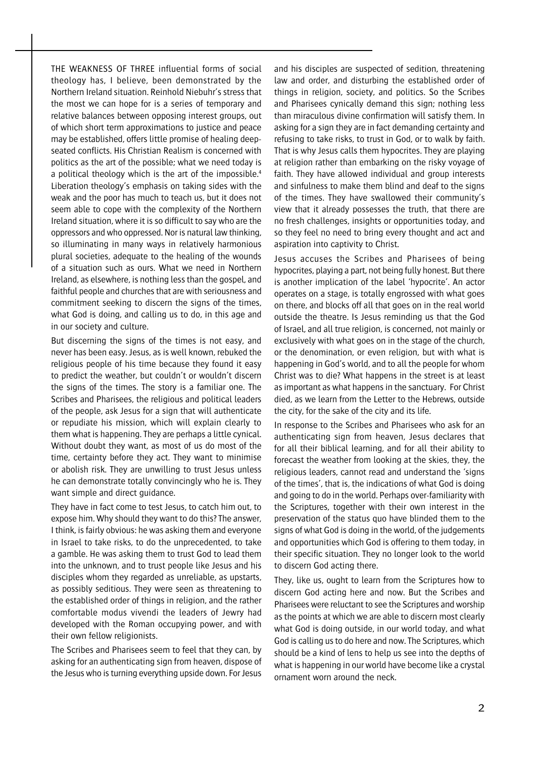THE WEAKNESS OF THREE influential forms of social theology has, I believe, been demonstrated by the Northern Ireland situation. Reinhold Niebuhr's stress that the most we can hope for is a series of temporary and relative balances between opposing interest groups, out of which short term approximations to justice and peace may be established, offers little promise of healing deep-seated conflicts. His Christian Realism is concerned with politics as the art of the possible; what we need today is a political theology which is the art of the impossible.[4] Liberation theology's emphasis on taking sides with the weak and the poor has much to teach us, but it does not seem able to cope with the complexity of the Northern Ireland situation, where it is so difficult to say who are the oppressors and who oppressed. Nor is natural law thinking, so illuminating in many ways in relatively harmonious plural societies, adequate to the healing of the wounds of a situation such as ours. What we need in Northern Ireland, as elsewhere, is nothing less than the gospel, and faithful people and churches that are with seriousness and commitment seeking to discern the signs of the times, what God is doing, and calling us to do, in this age and in our society and culture.

But discerning the signs of the times is not easy, and never has been easy. Jesus, as is well known, rebuked the religious people of his time because they found it easy to predict the weather, but couldn't or wouldn't discern the signs of the times. The story is a familiar one. The Scribes and Pharisees, the religious and political leaders of the people, ask Jesus for a sign that will authenticate or repudiate his mission, which will explain clearly to them what is happening. They are perhaps a little cynical. Without doubt they want, as most of us do most of the time, certainty before they act. They want to minimise or abolish risk. They are unwilling to trust Jesus unless he can demonstrate totally convincingly who he is. They want simple and direct guidance.

They have in fact come to test Jesus, to catch him out, to expose him. Why should they want to do this? The answer, I think, is fairly obvious: he was asking them and everyone in Israel to take risks, to do the unprecedented, to take a gamble. He was asking them to trust God to lead them into the unknown, and to trust people like Jesus and his disciples whom they regarded as unreliable, as upstarts, as possibly seditious. They were seen as threatening to the established order of things in religion, and the rather comfortable modus vivendi the leaders of Jewry had developed with the Roman occupying power, and with their own fellow religionists.

The Scribes and Pharisees seem to feel that they can, by asking for an authenticating sign from heaven, dispose of the Jesus who is turning everything upside down. For Jesus and his disciples are suspected of sedition, threatening law and order, and disturbing the established order of things in religion, society, and politics. So the Scribes and Pharisees cynically demand this sign; nothing less than miraculous divine confirmation will satisfy them. In asking for a sign they are in fact demanding certainty and refusing to take risks, to trust in God, or to walk by faith. That is why Jesus calls them hypocrites. They are playing at religion rather than embarking on the risky voyage of faith. They have allowed individual and group interests and sinfulness to make them blind and deaf to the signs of the times. They have swallowed their community's view that it already possesses the truth, that there are no fresh challenges, insights or opportunities today, and so they feel no need to bring every thought and act and aspiration into captivity to Christ.

Jesus accuses the Scribes and Pharisees of being hypocrites, playing a part, not being fully honest. But there is another implication of the label 'hypocrite'. An actor operates on a stage, is totally engrossed with what goes on there, and blocks off all that goes on in the real world outside the theatre. Is Jesus reminding us that the God of Israel, and all true religion, is concerned, not mainly or exclusively with what goes on in the stage of the church, or the denomination, or even religion, but with what is happening in God's world, and to all the people for whom Christ was to die? What happens in the street is at least as important as what happens in the sanctuary. For Christ died, as we learn from the Letter to the Hebrews, outside the city, for the sake of the city and its life.

In response to the Scribes and Pharisees who ask for an authenticating sign from heaven, Jesus declares that for all their biblical learning, and for all their ability to forecast the weather from looking at the skies, they, the religious leaders, cannot read and understand the 'signs of the times', that is, the indications of what God is doing and going to do in the world. Perhaps over-familiarity with the Scriptures, together with their own interest in the preservation of the status quo have blinded them to the signs of what God is doing in the world, of the judgements and opportunities which God is offering to them today, in their specific situation. They no longer look to the world to discern God acting there.

They, like us, ought to learn from the Scriptures how to discern God acting here and now. But the Scribes and Pharisees were reluctant to see the Scriptures and worship as the points at which we are able to discern most clearly what God is doing outside, in our world today, and what God is calling us to do here and now. The Scriptures, which should be a kind of lens to help us see into the depths of what is happening in our world have become like a crystal ornament worn around the neck.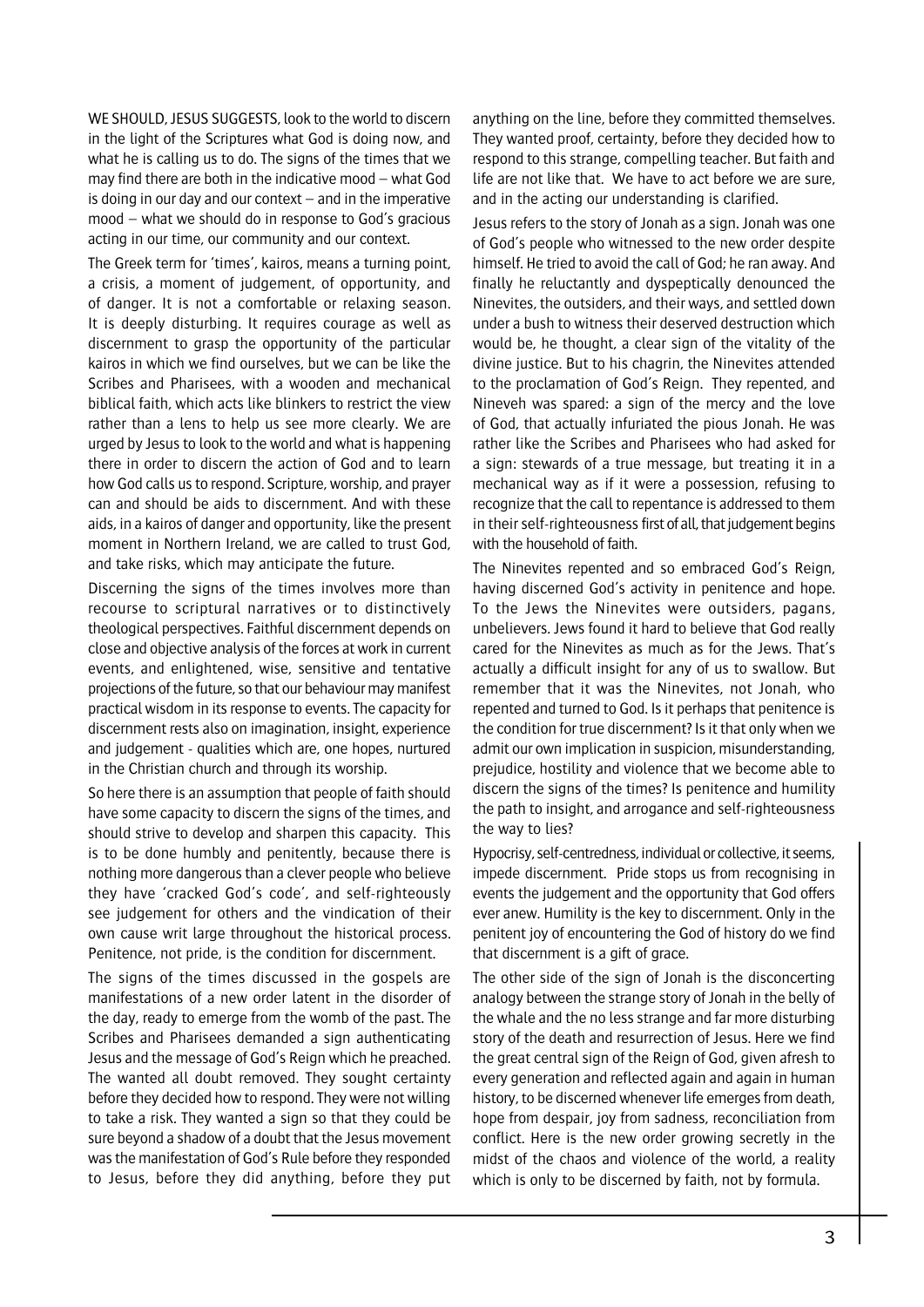WE SHOULD, JESUS SUGGESTS, look to the world to discern in the light of the Scriptures what God is doing now, and what he is calling us to do. The signs of the times that we may find there are both in the indicative mood – what God is doing in our day and our context – and in the imperative mood – what we should do in response to God's gracious acting in our time, our community and our context.

The Greek term for 'times', kairos, means a turning point, a crisis, a moment of judgement, of opportunity, and of danger. It is not a comfortable or relaxing season. It is deeply disturbing. It requires courage as well as discernment to grasp the opportunity of the particular kairos in which we find ourselves, but we can be like the Scribes and Pharisees, with a wooden and mechanical biblical faith, which acts like blinkers to restrict the view rather than a lens to help us see more clearly. We are urged by Jesus to look to the world and what is happening there in order to discern the action of God and to learn how God calls us to respond. Scripture, worship, and prayer can and should be aids to discernment. And with these aids, in a kairos of danger and opportunity, like the present moment in Northern Ireland, we are called to trust God, and take risks, which may anticipate the future.

Discerning the signs of the times involves more than recourse to scriptural narratives or to distinctively theological perspectives. Faithful discernment depends on close and objective analysis of the forces at work in current events, and enlightened, wise, sensitive and tentative projections of the future, so that our behaviour may manifest practical wisdom in its response to events. The capacity for discernment rests also on imagination, insight, experience and judgement - qualities which are, one hopes, nurtured in the Christian church and through its worship.

So here there is an assumption that people of faith should have some capacity to discern the signs of the times, and should strive to develop and sharpen this capacity. This is to be done humbly and penitently, because there is nothing more dangerous than a clever people who believe they have 'cracked God's code', and self-righteously see judgement for others and the vindication of their own cause writ large throughout the historical process. Penitence, not pride, is the condition for discernment.

The signs of the times discussed in the gospels are manifestations of a new order latent in the disorder of the day, ready to emerge from the womb of the past. The Scribes and Pharisees demanded a sign authenticating Jesus and the message of God's Reign which he preached. The wanted all doubt removed. They sought certainty before they decided how to respond. They were not willing to take a risk. They wanted a sign so that they could be sure beyond a shadow of a doubt that the Jesus movement was the manifestation of God's Rule before they responded to Jesus, before they did anything, before they put anything on the line, before they committed themselves. They wanted proof, certainty, before they decided how to respond to this strange, compelling teacher. But faith and life are not like that. We have to act before we are sure, and in the acting our understanding is clarified.

Jesus refers to the story of Jonah as a sign. Jonah was one of God's people who witnessed to the new order despite himself. He tried to avoid the call of God; he ran away. And finally he reluctantly and dyspeptically denounced the Ninevites, the outsiders, and their ways, and settled down under a bush to witness their deserved destruction which would be, he thought, a clear sign of the vitality of the divine justice. But to his chagrin, the Ninevites attended to the proclamation of God's Reign. They repented, and Nineveh was spared: a sign of the mercy and the love of God, that actually infuriated the pious Jonah. He was rather like the Scribes and Pharisees who had asked for a sign: stewards of a true message, but treating it in a mechanical way as if it were a possession, refusing to recognize that the call to repentance is addressed to them in their self-righteousness first of all, that judgement begins with the household of faith.

The Ninevites repented and so embraced God's Reign, having discerned God's activity in penitence and hope. To the Jews the Ninevites were outsiders, pagans, unbelievers. Jews found it hard to believe that God really cared for the Ninevites as much as for the Jews. That's actually a difficult insight for any of us to swallow. But remember that it was the Ninevites, not Jonah, who repented and turned to God. Is it perhaps that penitence is the condition for true discernment? Is it that only when we admit our own implication in suspicion, misunderstanding, prejudice, hostility and violence that we become able to discern the signs of the times? Is penitence and humility the path to insight, and arrogance and self-righteousness the way to lies?

Hypocrisy, self-centredness, individual or collective, it seems, impede discernment. Pride stops us from recognising in events the judgement and the opportunity that God offers ever anew. Humility is the key to discernment. Only in the penitent joy of encountering the God of history do we find that discernment is a gift of grace.

The other side of the sign of Jonah is the disconcerting analogy between the strange story of Jonah in the belly of the whale and the no less strange and far more disturbing story of the death and resurrection of Jesus. Here we find the great central sign of the Reign of God, given afresh to every generation and reflected again and again in human history, to be discerned whenever life emerges from death, hope from despair, joy from sadness, reconciliation from conflict. Here is the new order growing secretly in the midst of the chaos and violence of the world, a reality which is only to be discerned by faith, not by formula.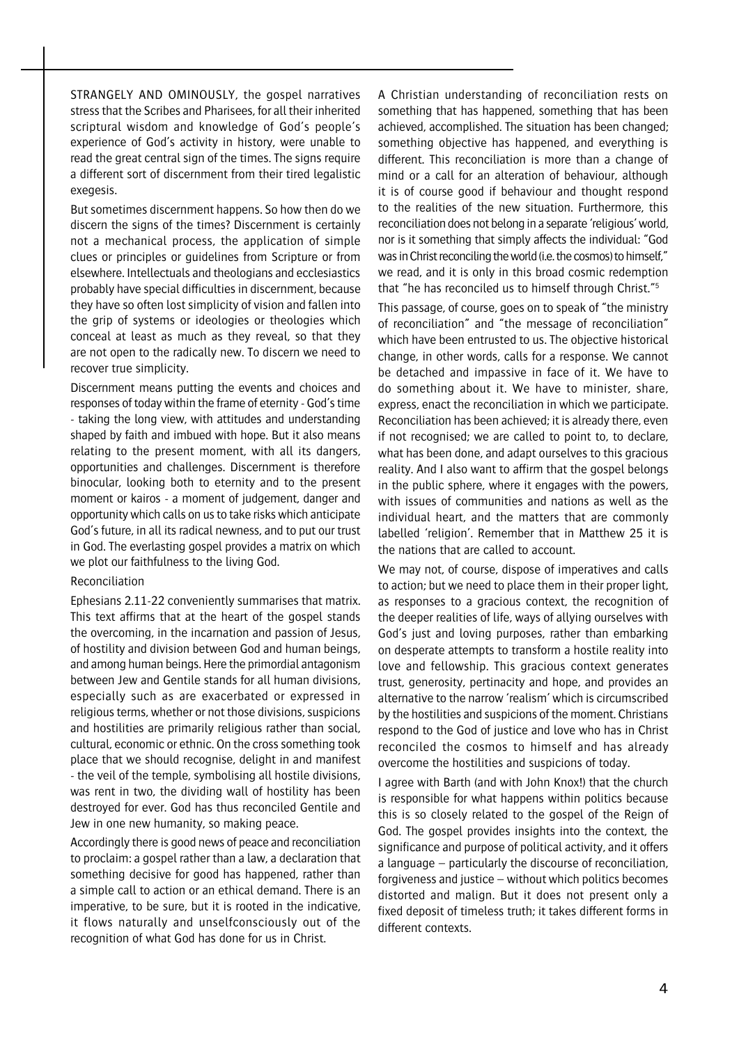STRANGELY AND OMINOUSLY, the gospel narratives stress that the Scribes and Pharisees, for all their inherited scriptural wisdom and knowledge of God's people's experience of God's activity in history, were unable to read the great central sign of the times. The signs require a different sort of discernment from their tired legalistic exegesis.

But sometimes discernment happens. So how then do we discern the signs of the times? Discernment is certainly not a mechanical process, the application of simple clues or principles or guidelines from Scripture or from elsewhere. Intellectuals and theologians and ecclesiastics probably have special difficulties in discernment, because they have so often lost simplicity of vision and fallen into the grip of systems or ideologies or theologies which conceal at least as much as they reveal, so that they are not open to the radically new. To discern we need to recover true simplicity.

Discernment means putting the events and choices and responses of today within the frame of eternity - God's time - taking the long view, with attitudes and understanding shaped by faith and imbued with hope. But it also means relating to the present moment, with all its dangers, opportunities and challenges. Discernment is therefore binocular, looking both to eternity and to the present moment or kairos - a moment of judgement, danger and opportunity which calls on us to take risks which anticipate God's future, in all its radical newness, and to put our trust in God. The everlasting gospel provides a matrix on which we plot our faithfulness to the living God.

## Reconciliation

Ephesians 2.11-22 conveniently summarises that matrix. This text affirms that at the heart of the gospel stands the overcoming, in the incarnation and passion of Jesus, of hostility and division between God and human beings, and among human beings. Here the primordial antagonism between Jew and Gentile stands for all human divisions, especially such as are exacerbated or expressed in religious terms, whether or not those divisions, suspicions and hostilities are primarily religious rather than social, cultural, economic or ethnic. On the cross something took place that we should recognise, delight in and manifest - the veil of the temple, symbolising all hostile divisions, was rent in two, the dividing wall of hostility has been destroyed for ever. God has thus reconciled Gentile and Jew in one new humanity, so making peace.

Accordingly there is good news of peace and reconciliation to proclaim: a gospel rather than a law, a declaration that something decisive for good has happened, rather than a simple call to action or an ethical demand. There is an imperative, to be sure, but it is rooted in the indicative, it flows naturally and unselfconsciously out of the recognition of what God has done for us in Christ.

A Christian understanding of reconciliation rests on something that has happened, something that has been achieved, accomplished. The situation has been changed; something objective has happened, and everything is different. This reconciliation is more than a change of mind or a call for an alteration of behaviour, although it is of course good if behaviour and thought respond to the realities of the new situation. Furthermore, this reconciliation does not belong in a separate 'religious' world, nor is it something that simply affects the individual: "God was in Christ reconciling the world (i.e. the cosmos) to himself," we read, and it is only in this broad cosmic redemption that "he has reconciled us to himself through Christ."[5]

This passage, of course, goes on to speak of "the ministry of reconciliation" and "the message of reconciliation" which have been entrusted to us. The objective historical change, in other words, calls for a response. We cannot be detached and impassive in face of it. We have to do something about it. We have to minister, share, express, enact the reconciliation in which we participate. Reconciliation has been achieved; it is already there, even if not recognised; we are called to point to, to declare, what has been done, and adapt ourselves to this gracious reality. And I also want to affirm that the gospel belongs in the public sphere, where it engages with the powers, with issues of communities and nations as well as the individual heart, and the matters that are commonly labelled 'religion'. Remember that in Matthew 25 it is the nations that are called to account.

We may not, of course, dispose of imperatives and calls to action; but we need to place them in their proper light, as responses to a gracious context, the recognition of the deeper realities of life, ways of allying ourselves with God's just and loving purposes, rather than embarking on desperate attempts to transform a hostile reality into love and fellowship. This gracious context generates trust, generosity, pertinacity and hope, and provides an alternative to the narrow 'realism' which is circumscribed by the hostilities and suspicions of the moment. Christians respond to the God of justice and love who has in Christ reconciled the cosmos to himself and has already overcome the hostilities and suspicions of today.

I agree with Barth (and with John Knox!) that the church is responsible for what happens within politics because this is so closely related to the gospel of the Reign of God. The gospel provides insights into the context, the significance and purpose of political activity, and it offers a language – particularly the discourse of reconciliation, forgiveness and justice – without which politics becomes distorted and malign. But it does not present only a fixed deposit of timeless truth; it takes different forms in different contexts.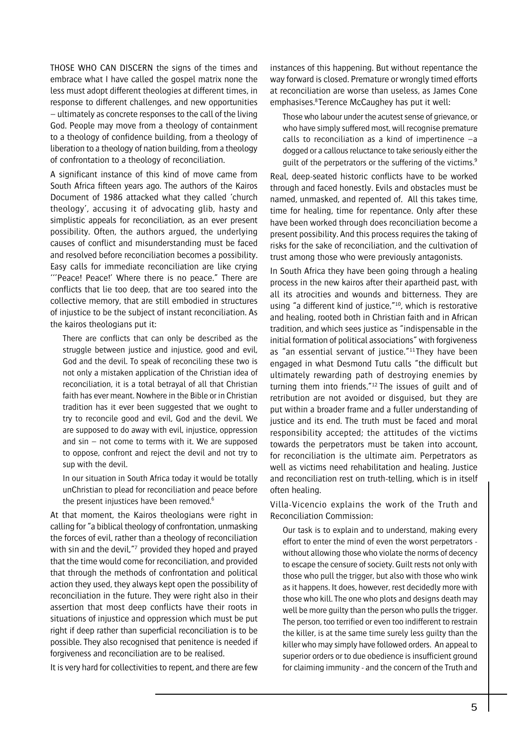THOSE WHO CAN DISCERN the signs of the times and embrace what I have called the gospel matrix none the less must adopt different theologies at different times, in response to different challenges, and new opportunities – ultimately as concrete responses to the call of the living God. People may move from a theology of containment to a theology of confidence building, from a theology of liberation to a theology of nation building, from a theology of confrontation to a theology of reconciliation.

A significant instance of this kind of move came from South Africa fifteen years ago. The authors of the Kairos Document of 1986 attacked what they called 'church theology', accusing it of advocating glib, hasty and simplistic appeals for reconciliation, as an ever present possibility. Often, the authors argued, the underlying causes of conflict and misunderstanding must be faced and resolved before reconciliation becomes a possibility. Easy calls for immediate reconciliation are like crying "'Peace! Peace!' Where there is no peace." There are conflicts that lie too deep, that are too seared into the collective memory, that are still embodied in structures of injustice to be the subject of instant reconciliation. As the kairos theologians put it:

> There are conflicts that can only be described as the struggle between justice and injustice, good and evil, God and the devil. To speak of reconciling these two is not only a mistaken application of the Christian idea of reconciliation, it is a total betrayal of all that Christian faith has ever meant. Nowhere in the Bible or in Christian tradition has it ever been suggested that we ought to try to reconcile good and evil, God and the devil. We are supposed to do away with evil, injustice, oppression and sin – not come to terms with it. We are supposed to oppose, confront and reject the devil and not try to sup with the devil.
>
> In our situation in South Africa today it would be totally unChristian to plead for reconciliation and peace before the present injustices have been removed.[6]

At that moment, the Kairos theologians were right in calling for "a biblical theology of confrontation, unmasking the forces of evil, rather than a theology of reconciliation with sin and the devil,"[7] provided they hoped and prayed that the time would come for reconciliation, and provided that through the methods of confrontation and political action they used, they always kept open the possibility of reconciliation in the future. They were right also in their assertion that most deep conflicts have their roots in situations of injustice and oppression which must be put right if deep rather than superficial reconciliation is to be possible. They also recognised that penitence is needed if forgiveness and reconciliation are to be realised.

It is very hard for collectivities to repent, and there are few instances of this happening. But without repentance the way forward is closed. Premature or wrongly timed efforts at reconciliation are worse than useless, as James Cone emphasises.[8] Terence McCaughey has put it well:

> Those who labour under the acutest sense of grievance, or who have simply suffered most, will recognise premature calls to reconciliation as a kind of impertinence –a dogged or a callous reluctance to take seriously either the guilt of the perpetrators or the suffering of the victims.[9]

Real, deep-seated historic conflicts have to be worked through and faced honestly. Evils and obstacles must be named, unmasked, and repented of. All this takes time, time for healing, time for repentance. Only after these have been worked through does reconciliation become a present possibility. And this process requires the taking of risks for the sake of reconciliation, and the cultivation of trust among those who were previously antagonists.

In South Africa they have been going through a healing process in the new kairos after their apartheid past, with all its atrocities and wounds and bitterness. They are using "a different kind of justice,"[10], which is restorative and healing, rooted both in Christian faith and in African tradition, and which sees justice as "indispensable in the initial formation of political associations" with forgiveness as "an essential servant of justice."[11] They have been engaged in what Desmond Tutu calls "the difficult but ultimately rewarding path of destroying enemies by turning them into friends."[12] The issues of guilt and of retribution are not avoided or disguised, but they are put within a broader frame and a fuller understanding of justice and its end. The truth must be faced and moral responsibility accepted; the attitudes of the victims towards the perpetrators must be taken into account, for reconciliation is the ultimate aim. Perpetrators as well as victims need rehabilitation and healing. Justice and reconciliation rest on truth-telling, which is in itself often healing.

Villa-Vicencio explains the work of the Truth and Reconciliation Commission:

> Our task is to explain and to understand, making every effort to enter the mind of even the worst perpetrators - without allowing those who violate the norms of decency to escape the censure of society. Guilt rests not only with those who pull the trigger, but also with those who wink as it happens. It does, however, rest decidedly more with those who kill. The one who plots and designs death may well be more guilty than the person who pulls the trigger. The person, too terrified or even too indifferent to restrain the killer, is at the same time surely less guilty than the killer who may simply have followed orders. An appeal to superior orders or to due obedience is insufficient ground for claiming immunity - and the concern of the Truth and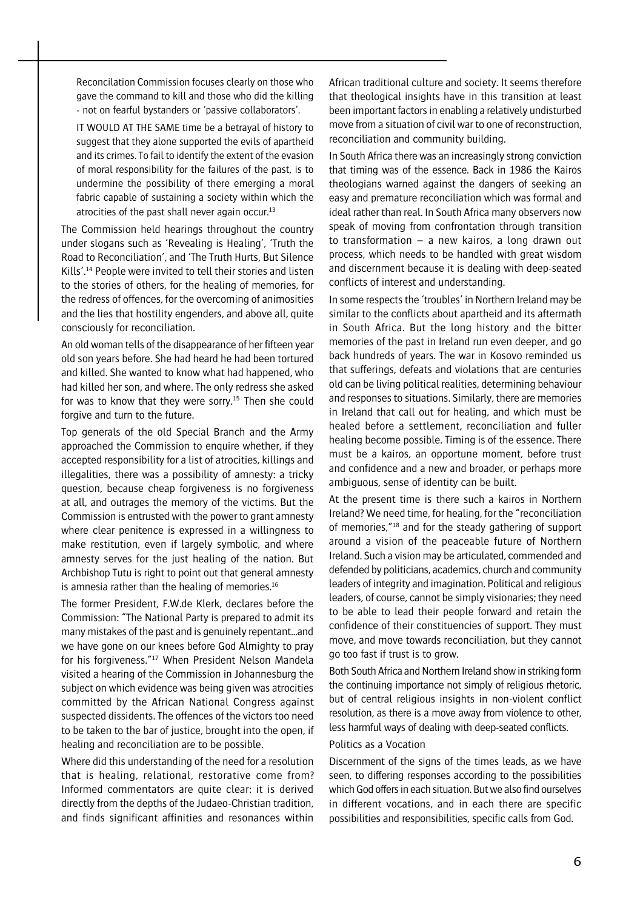Reconcilation Commission focuses clearly on those who gave the command to kill and those who did the killing - not on fearful bystanders or 'passive collaborators'.

IT WOULD AT THE SAME time be a betrayal of history to suggest that they alone supported the evils of apartheid and its crimes. To fail to identify the extent of the evasion of moral responsibility for the failures of the past, is to undermine the possibility of there emerging a moral fabric capable of sustaining a society within which the atrocities of the past shall never again occur.[13]

The Commission held hearings throughout the country under slogans such as 'Revealing is Healing', 'Truth the Road to Reconciliation', and 'The Truth Hurts, But Silence Kills'.[14] People were invited to tell their stories and listen to the stories of others, for the healing of memories, for the redress of offences, for the overcoming of animosities and the lies that hostility engenders, and above all, quite consciously for reconciliation.

An old woman tells of the disappearance of her fifteen year old son years before. She had heard he had been tortured and killed. She wanted to know what had happened, who had killed her son, and where. The only redress she asked for was to know that they were sorry.[15] Then she could forgive and turn to the future.

Top generals of the old Special Branch and the Army approached the Commission to enquire whether, if they accepted responsibility for a list of atrocities, killings and illegalities, there was a possibility of amnesty: a tricky question, because cheap forgiveness is no forgiveness at all, and outrages the memory of the victims. But the Commission is entrusted with the power to grant amnesty where clear penitence is expressed in a willingness to make restitution, even if largely symbolic, and where amnesty serves for the just healing of the nation. But Archbishop Tutu is right to point out that general amnesty is amnesia rather than the healing of memories.[16]

The former President, F.W.de Klerk, declares before the Commission: "The National Party is prepared to admit its many mistakes of the past and is genuinely repentant...and we have gone on our knees before God Almighty to pray for his forgiveness."[17] When President Nelson Mandela visited a hearing of the Commission in Johannesburg the subject on which evidence was being given was atrocities committed by the African National Congress against suspected dissidents. The offences of the victors too need to be taken to the bar of justice, brought into the open, if healing and reconciliation are to be possible.

Where did this understanding of the need for a resolution that is healing, relational, restorative come from? Informed commentators are quite clear: it is derived directly from the depths of the Judaeo-Christian tradition, and finds significant affinities and resonances within African traditional culture and society. It seems therefore that theological insights have in this transition at least been important factors in enabling a relatively undisturbed move from a situation of civil war to one of reconstruction, reconciliation and community building.

In South Africa there was an increasingly strong conviction that timing was of the essence. Back in 1986 the Kairos theologians warned against the dangers of seeking an easy and premature reconciliation which was formal and ideal rather than real. In South Africa many observers now speak of moving from confrontation through transition to transformation – a new kairos, a long drawn out process, which needs to be handled with great wisdom and discernment because it is dealing with deep-seated conflicts of interest and understanding.

In some respects the 'troubles' in Northern Ireland may be similar to the conflicts about apartheid and its aftermath in South Africa. But the long history and the bitter memories of the past in Ireland run even deeper, and go back hundreds of years. The war in Kosovo reminded us that sufferings, defeats and violations that are centuries old can be living political realities, determining behaviour and responses to situations. Similarly, there are memories in Ireland that call out for healing, and which must be healed before a settlement, reconciliation and fuller healing become possible. Timing is of the essence. There must be a kairos, an opportune moment, before trust and confidence and a new and broader, or perhaps more ambiguous, sense of identity can be built.

At the present time is there such a kairos in Northern Ireland? We need time, for healing, for the "reconciliation of memories,"[18] and for the steady gathering of support around a vision of the peaceable future of Northern Ireland. Such a vision may be articulated, commended and defended by politicians, academics, church and community leaders of integrity and imagination. Political and religious leaders, of course, cannot be simply visionaries; they need to be able to lead their people forward and retain the confidence of their constituencies of support. They must move, and move towards reconciliation, but they cannot go too fast if trust is to grow.

Both South Africa and Northern Ireland show in striking form the continuing importance not simply of religious rhetoric, but of central religious insights in non-violent conflict resolution, as there is a move away from violence to other, less harmful ways of dealing with deep-seated conflicts.

## Politics as a Vocation

Discernment of the signs of the times leads, as we have seen, to differing responses according to the possibilities which God offers in each situation. But we also find ourselves in different vocations, and in each there are specific possibilities and responsibilities, specific calls from God.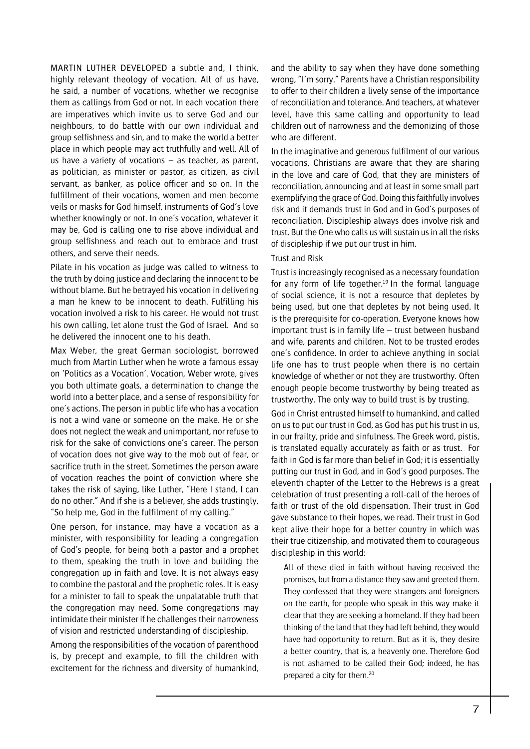MARTIN LUTHER DEVELOPED a subtle and, I think, highly relevant theology of vocation. All of us have, he said, a number of vocations, whether we recognise them as callings from God or not. In each vocation there are imperatives which invite us to serve God and our neighbours, to do battle with our own individual and group selfishness and sin, and to make the world a better place in which people may act truthfully and well. All of us have a variety of vocations – as teacher, as parent, as politician, as minister or pastor, as citizen, as civil servant, as banker, as police officer and so on. In the fulfillment of their vocations, women and men become veils or masks for God himself, instruments of God's love whether knowingly or not. In one's vocation, whatever it may be, God is calling one to rise above individual and group selfishness and reach out to embrace and trust others, and serve their needs.

Pilate in his vocation as judge was called to witness to the truth by doing justice and declaring the innocent to be without blame. But he betrayed his vocation in delivering a man he knew to be innocent to death. Fulfilling his vocation involved a risk to his career. He would not trust his own calling, let alone trust the God of Israel. And so he delivered the innocent one to his death.

Max Weber, the great German sociologist, borrowed much from Martin Luther when he wrote a famous essay on 'Politics as a Vocation'. Vocation, Weber wrote, gives you both ultimate goals, a determination to change the world into a better place, and a sense of responsibility for one's actions. The person in public life who has a vocation is not a wind vane or someone on the make. He or she does not neglect the weak and unimportant, nor refuse to risk for the sake of convictions one's career. The person of vocation does not give way to the mob out of fear, or sacrifice truth in the street. Sometimes the person aware of vocation reaches the point of conviction where she takes the risk of saying, like Luther, "Here I stand, I can do no other." And if she is a believer, she adds trustingly, "So help me, God in the fulfilment of my calling."

One person, for instance, may have a vocation as a minister, with responsibility for leading a congregation of God's people, for being both a pastor and a prophet to them, speaking the truth in love and building the congregation up in faith and love. It is not always easy to combine the pastoral and the prophetic roles. It is easy for a minister to fail to speak the unpalatable truth that the congregation may need. Some congregations may intimidate their minister if he challenges their narrowness of vision and restricted understanding of discipleship.

Among the responsibilities of the vocation of parenthood is, by precept and example, to fill the children with excitement for the richness and diversity of humankind, and the ability to say when they have done something wrong, "I'm sorry." Parents have a Christian responsibility to offer to their children a lively sense of the importance of reconciliation and tolerance. And teachers, at whatever level, have this same calling and opportunity to lead children out of narrowness and the demonizing of those who are different.

In the imaginative and generous fulfilment of our various vocations, Christians are aware that they are sharing in the love and care of God, that they are ministers of reconciliation, announcing and at least in some small part exemplifying the grace of God. Doing this faithfully involves risk and it demands trust in God and in God's purposes of reconciliation. Discipleship always does involve risk and trust. But the One who calls us will sustain us in all the risks of discipleship if we put our trust in him.

### Trust and Risk

Trust is increasingly recognised as a necessary foundation for any form of life together.[19] In the formal language of social science, it is not a resource that depletes by being used, but one that depletes by not being used. It is the prerequisite for co-operation. Everyone knows how important trust is in family life – trust between husband and wife, parents and children. Not to be trusted erodes one's confidence. In order to achieve anything in social life one has to trust people when there is no certain knowledge of whether or not they are trustworthy. Often enough people become trustworthy by being treated as trustworthy. The only way to build trust is by trusting.

God in Christ entrusted himself to humankind, and called on us to put our trust in God, as God has put his trust in us, in our frailty, pride and sinfulness. The Greek word, pistis, is translated equally accurately as faith or as trust. For faith in God is far more than belief in God; it is essentially putting our trust in God, and in God's good purposes. The eleventh chapter of the Letter to the Hebrews is a great celebration of trust presenting a roll-call of the heroes of faith or trust of the old dispensation. Their trust in God gave substance to their hopes, we read. Their trust in God kept alive their hope for a better country in which was their true citizenship, and motivated them to courageous discipleship in this world:

> All of these died in faith without having received the promises, but from a distance they saw and greeted them. They confessed that they were strangers and foreigners on the earth, for people who speak in this way make it clear that they are seeking a homeland. If they had been thinking of the land that they had left behind, they would have had opportunity to return. But as it is, they desire a better country, that is, a heavenly one. Therefore God is not ashamed to be called their God; indeed, he has prepared a city for them.[20]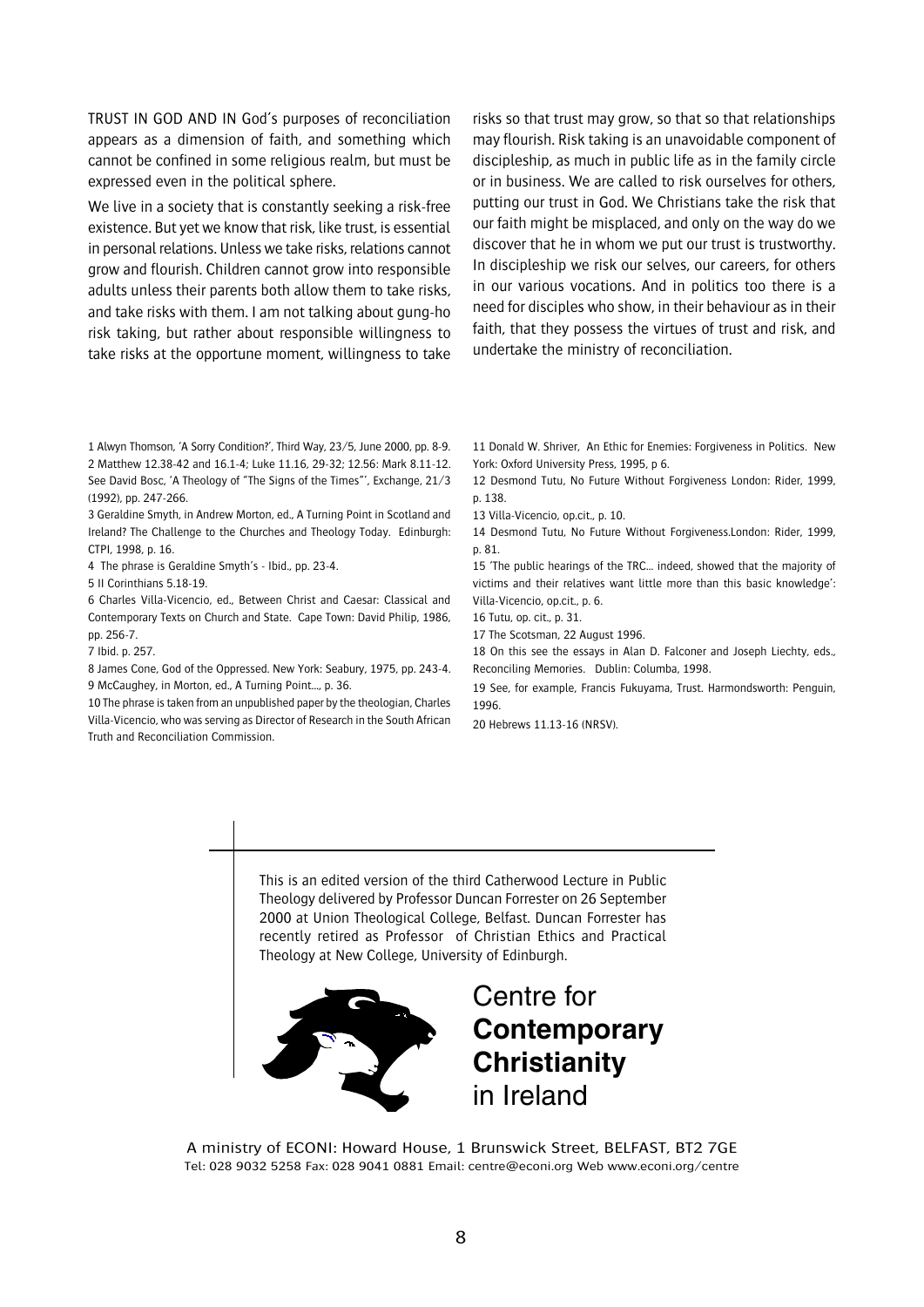TRUST IN GOD AND IN God's purposes of reconciliation appears as a dimension of faith, and something which cannot be confined in some religious realm, but must be expressed even in the political sphere.

We live in a society that is constantly seeking a risk-free existence. But yet we know that risk, like trust, is essential in personal relations. Unless we take risks, relations cannot grow and flourish. Children cannot grow into responsible adults unless their parents both allow them to take risks, and take risks with them. I am not talking about gung-ho risk taking, but rather about responsible willingness to take risks at the opportune moment, willingness to take risks so that trust may grow, so that so that relationships may flourish. Risk taking is an unavoidable component of discipleship, as much in public life as in the family circle or in business. We are called to risk ourselves for others, putting our trust in God. We Christians take the risk that our faith might be misplaced, and only on the way do we discover that he in whom we put our trust is trustworthy. In discipleship we risk our selves, our careers, for others in our various vocations. And in politics too there is a need for disciples who show, in their behaviour as in their faith, that they possess the virtues of trust and risk, and undertake the ministry of reconciliation.

1 Alwyn Thomson, 'A Sorry Condition?', Third Way, 23/5, June 2000, pp. 8-9.
2 Matthew 12.38-42 and 16.1-4; Luke 11.16, 29-32; 12.56: Mark 8.11-12. See David Bosc, 'A Theology of "The Signs of the Times"', Exchange, 21/3 (1992), pp. 247-266.
3 Geraldine Smyth, in Andrew Morton, ed., A Turning Point in Scotland and Ireland? The Challenge to the Churches and Theology Today. Edinburgh: CTPI, 1998, p. 16.
4 The phrase is Geraldine Smyth's - Ibid., pp. 23-4.
5 II Corinthians 5.18-19.
6 Charles Villa-Vicencio, ed., Between Christ and Caesar: Classical and Contemporary Texts on Church and State. Cape Town: David Philip, 1986, pp. 256-7.
7 Ibid. p. 257.
8 James Cone, God of the Oppressed. New York: Seabury, 1975, pp. 243-4.
9 McCaughey, in Morton, ed., A Turning Point..., p. 36.
10 The phrase is taken from an unpublished paper by the theologian, Charles Villa-Vicencio, who was serving as Director of Research in the South African Truth and Reconciliation Commission.
11 Donald W. Shriver, An Ethic for Enemies: Forgiveness in Politics. New York: Oxford University Press, 1995, p 6.
12 Desmond Tutu, No Future Without Forgiveness London: Rider, 1999, p. 138.
13 Villa-Vicencio, op.cit., p. 10.
14 Desmond Tutu, No Future Without Forgiveness.London: Rider, 1999, p. 81.
15 'The public hearings of the TRC... indeed, showed that the majority of victims and their relatives want little more than this basic knowledge': Villa-Vicencio, op.cit., p. 6.
16 Tutu, op. cit., p. 31.
17 The Scotsman, 22 August 1996.
18 On this see the essays in Alan D. Falconer and Joseph Liechty, eds., Reconciling Memories. Dublin: Columba, 1998.
19 See, for example, Francis Fukuyama, Trust. Harmondsworth: Penguin, 1996.
20 Hebrews 11.13-16 (NRSV).

This is an edited version of the third Catherwood Lecture in Public Theology delivered by Professor Duncan Forrester on 26 September 2000 at Union Theological College, Belfast. Duncan Forrester has recently retired as Professor of Christian Ethics and Practical Theology at New College, University of Edinburgh.

Centre for **Contemporary Christianity** in Ireland

A ministry of ECONI: Howard House, 1 Brunswick Street, BELFAST, BT2 7GE
Tel: 028 9032 5258 Fax: 028 9041 0881 Email: centre@econi.org Web www.econi.org/centre